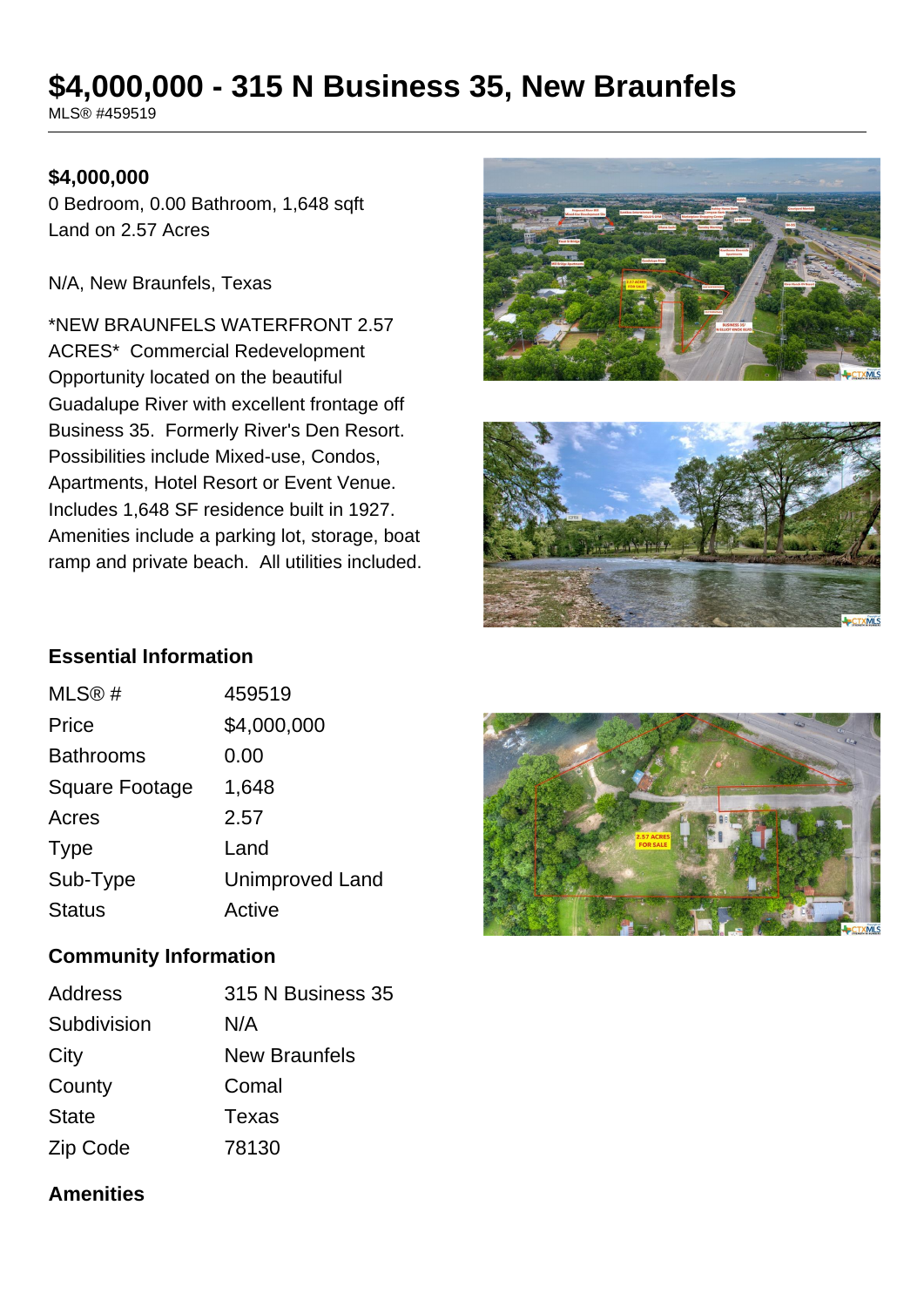# $4,000,000 - 315 N Business 35, New Braunfels

MLS® #459519

**$4,000,000**

0 Bedroom, 0.00 Bathroom, 1,648 sqft
Land on 2.57 Acres

N/A, New Braunfels, Texas

*NEW BRAUNFELS WATERFRONT 2.57 ACRES* Commercial Redevelopment Opportunity located on the beautiful Guadalupe River with excellent frontage off Business 35. Formerly River's Den Resort. Possibilities include Mixed-use, Condos, Apartments, Hotel Resort or Event Venue. Includes 1,648 SF residence built in 1927. Amenities include a parking lot, storage, boat ramp and private beach. All utilities included.

## Essential Information

| | |
|---|---|
| MLS® # | 459519 |
| Price | $4,000,000 |
| Bathrooms | 0.00 |
| Square Footage | 1,648 |
| Acres | 2.57 |
| Type | Land |
| Sub-Type | Unimproved Land |
| Status | Active |

## Community Information

| | |
|---|---|
| Address | 315 N Business 35 |
| Subdivision | N/A |
| City | New Braunfels |
| County | Comal |
| State | Texas |
| Zip Code | 78130 |

## Amenities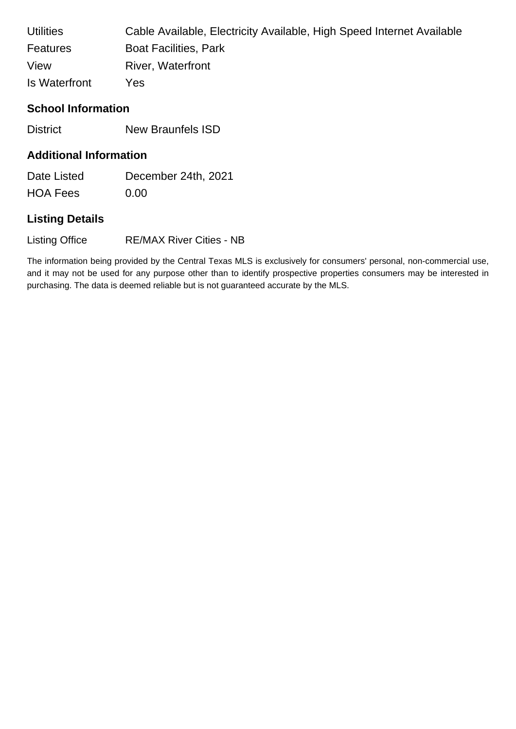| | |
|---|---|
| Utilities | Cable Available, Electricity Available, High Speed Internet Available |
| Features | Boat Facilities, Park |
| View | River, Waterfront |
| Is Waterfront | Yes |

### School Information

| | |
|---|---|
| District | New Braunfels ISD |

### Additional Information

| | |
|---|---|
| Date Listed | December 24th, 2021 |
| HOA Fees | 0.00 |

### Listing Details

| | |
|---|---|
| Listing Office | RE/MAX River Cities - NB |

The information being provided by the Central Texas MLS is exclusively for consumers' personal, non-commercial use, and it may not be used for any purpose other than to identify prospective properties consumers may be interested in purchasing. The data is deemed reliable but is not guaranteed accurate by the MLS.